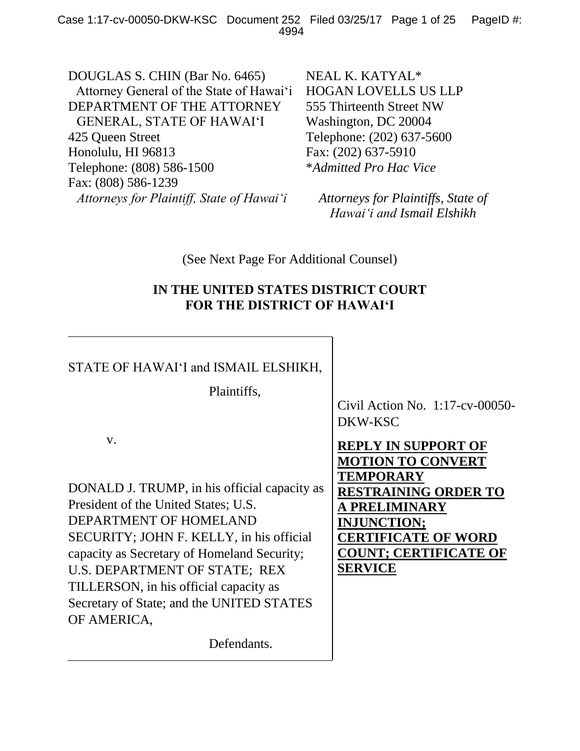DOUGLAS S. CHIN (Bar No. 6465)
Attorney General of the State of Hawai‘i
DEPARTMENT OF THE ATTORNEY GENERAL, STATE OF HAWAI‘I
425 Queen Street
Honolulu, HI 96813
Telephone: (808) 586-1500
Fax: (808) 586-1239
*Attorneys for Plaintiff, State of Hawai‘i*

NEAL K. KATYAL*
HOGAN LOVELLS US LLP
555 Thirteenth Street NW
Washington, DC 20004
Telephone: (202) 637-5600
Fax: (202) 637-5910
**Admitted Pro Hac Vice*

*Attorneys for Plaintiffs, State of Hawai‘i and Ismail Elshikh*

(See Next Page For Additional Counsel)

**IN THE UNITED STATES DISTRICT COURT**
**FOR THE DISTRICT OF HAWAI‘I**

STATE OF HAWAI‘I and ISMAIL ELSHIKH,

Plaintiffs,

v.

DONALD J. TRUMP, in his official capacity as President of the United States; U.S. DEPARTMENT OF HOMELAND SECURITY; JOHN F. KELLY, in his official capacity as Secretary of Homeland Security; U.S. DEPARTMENT OF STATE; REX TILLERSON, in his official capacity as Secretary of State; and the UNITED STATES OF AMERICA,

Defendants.

Civil Action No. 1:17-cv-00050-DKW-KSC

**REPLY IN SUPPORT OF MOTION TO CONVERT TEMPORARY RESTRAINING ORDER TO A PRELIMINARY INJUNCTION; CERTIFICATE OF WORD COUNT; CERTIFICATE OF SERVICE**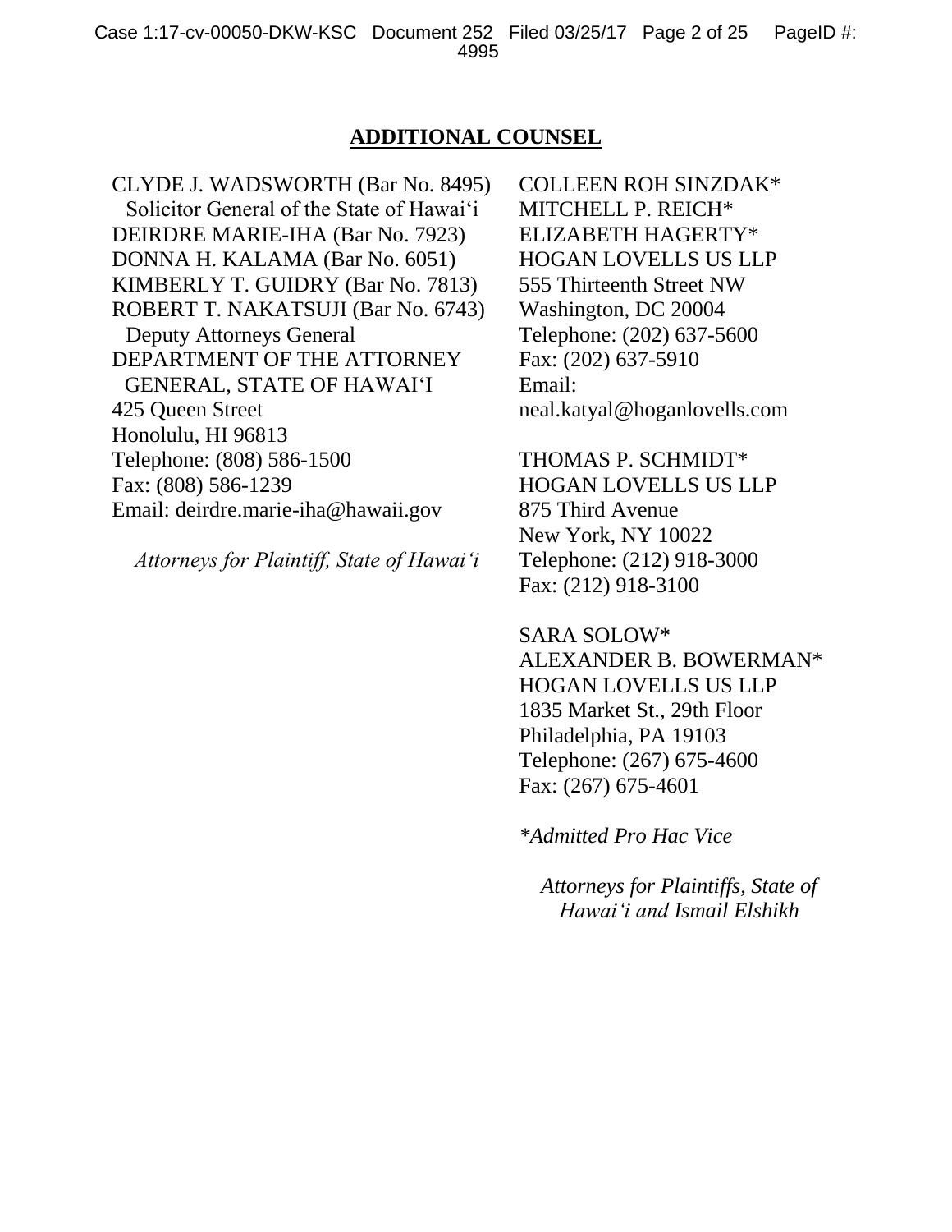## ADDITIONAL COUNSEL

CLYDE J. WADSWORTH (Bar No. 8495)
Solicitor General of the State of Hawai‘i
DEIRDRE MARIE-IHA (Bar No. 7923)
DONNA H. KALAMA (Bar No. 6051)
KIMBERLY T. GUIDRY (Bar No. 7813)
ROBERT T. NAKATSUJI (Bar No. 6743)
Deputy Attorneys General
DEPARTMENT OF THE ATTORNEY GENERAL, STATE OF HAWAI‘I
425 Queen Street
Honolulu, HI 96813
Telephone: (808) 586-1500
Fax: (808) 586-1239
Email: deirdre.marie-iha@hawaii.gov

*Attorneys for Plaintiff, State of Hawai‘i*

COLLEEN ROH SINZDAK*
MITCHELL P. REICH*
ELIZABETH HAGERTY*
HOGAN LOVELLS US LLP
555 Thirteenth Street NW
Washington, DC 20004
Telephone: (202) 637-5600
Fax: (202) 637-5910
Email: neal.katyal@hoganlovells.com

THOMAS P. SCHMIDT*
HOGAN LOVELLS US LLP
875 Third Avenue
New York, NY 10022
Telephone: (212) 918-3000
Fax: (212) 918-3100

SARA SOLOW*
ALEXANDER B. BOWERMAN*
HOGAN LOVELLS US LLP
1835 Market St., 29th Floor
Philadelphia, PA 19103
Telephone: (267) 675-4600
Fax: (267) 675-4601

*\*Admitted Pro Hac Vice*

*Attorneys for Plaintiffs, State of Hawai‘i and Ismail Elshikh*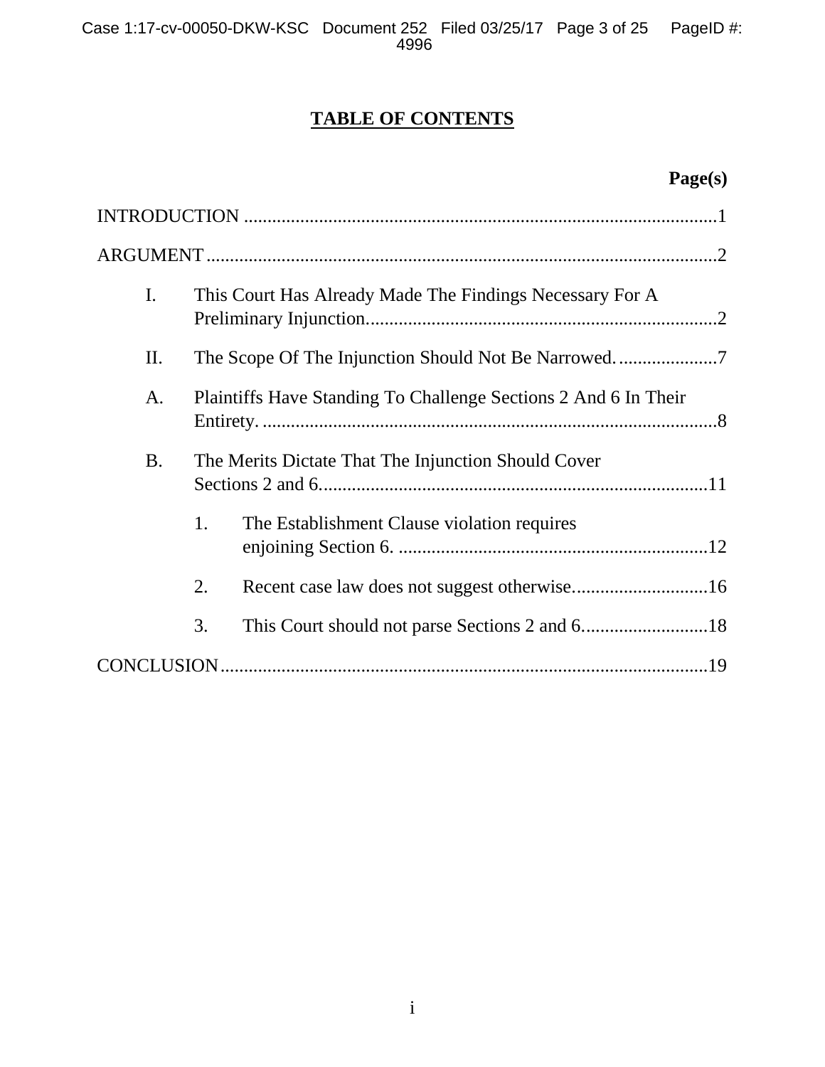# TABLE OF CONTENTS

**Page(s)**

INTRODUCTION .....................................................................................................1

ARGUMENT ............................................................................................................2

- I. This Court Has Already Made The Findings Necessary For A Preliminary Injunction..........................................................................2
- II. The Scope Of The Injunction Should Not Be Narrowed......................7
- A. Plaintiffs Have Standing To Challenge Sections 2 And 6 In Their Entirety. ..................................................................................8
- B. The Merits Dictate That The Injunction Should Cover Sections 2 and 6..................................................................................11
  - 1. The Establishment Clause violation requires enjoining Section 6. ..................................................................12
  - 2. Recent case law does not suggest otherwise.............................16
  - 3. This Court should not parse Sections 2 and 6...........................18

CONCLUSION........................................................................................................19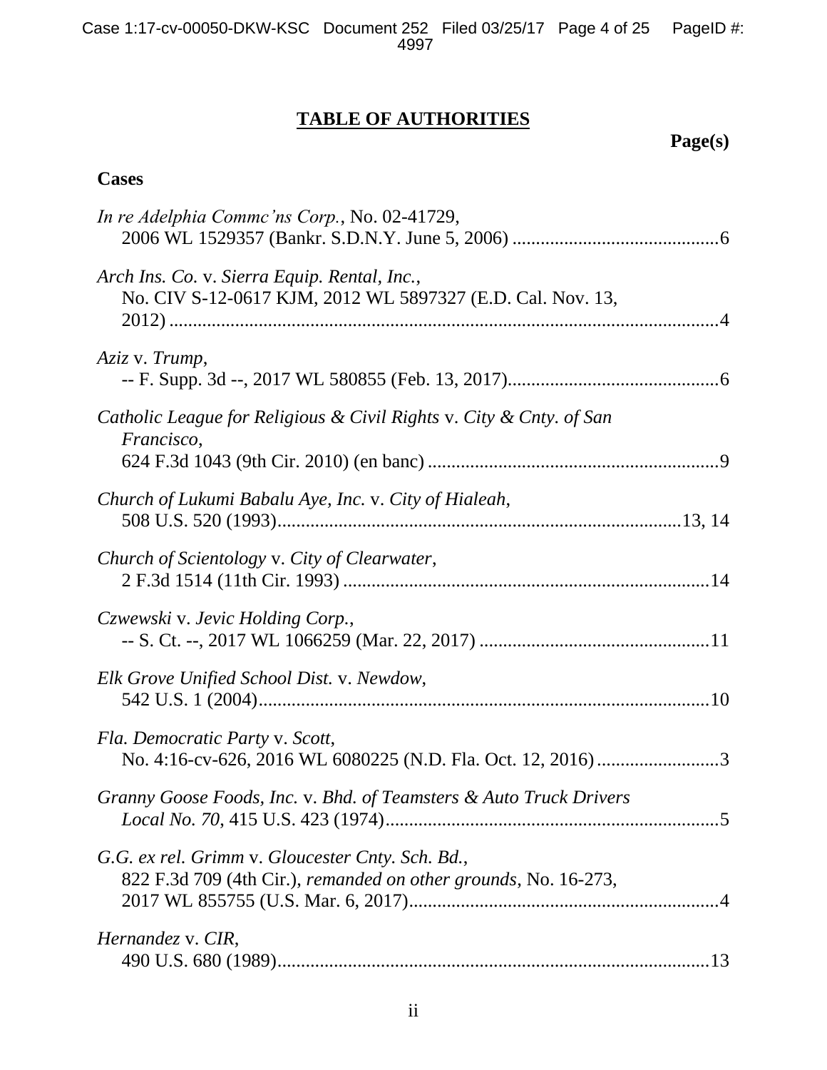## TABLE OF AUTHORITIES

**Page(s)**

**Cases**

*In re Adelphia Commc'ns Corp.*, No. 02-41729, 2006 WL 1529357 (Bankr. S.D.N.Y. June 5, 2006) ............................................6

*Arch Ins. Co.* v. *Sierra Equip. Rental, Inc.*, No. CIV S-12-0617 KJM, 2012 WL 5897327 (E.D. Cal. Nov. 13, 2012) ....................................................................................................................4

*Aziz* v. *Trump*, -- F. Supp. 3d --, 2017 WL 580855 (Feb. 13, 2017).............................................6

*Catholic League for Religious & Civil Rights* v. *City & Cnty. of San Francisco*, 624 F.3d 1043 (9th Cir. 2010) (en banc) ..............................................................9

*Church of Lukumi Babalu Aye, Inc.* v. *City of Hialeah*, 508 U.S. 520 (1993)......................................................................................13, 14

*Church of Scientology* v. *City of Clearwater*, 2 F.3d 1514 (11th Cir. 1993) .............................................................................14

*Czwewski* v. *Jevic Holding Corp.*, -- S. Ct. --, 2017 WL 1066259 (Mar. 22, 2017) .................................................11

*Elk Grove Unified School Dist.* v. *Newdow*, 542 U.S. 1 (2004)...............................................................................................10

*Fla. Democratic Party* v. *Scott*, No. 4:16-cv-626, 2016 WL 6080225 (N.D. Fla. Oct. 12, 2016) ..........................3

*Granny Goose Foods, Inc.* v. *Bhd. of Teamsters & Auto Truck Drivers Local No. 70*, 415 U.S. 423 (1974)......................................................................5

*G.G. ex rel. Grimm* v. *Gloucester Cnty. Sch. Bd.*, 822 F.3d 709 (4th Cir.), *remanded on other grounds*, No. 16-273, 2017 WL 855755 (U.S. Mar. 6, 2017)..................................................................4

*Hernandez* v. *CIR*, 490 U.S. 680 (1989)...........................................................................................13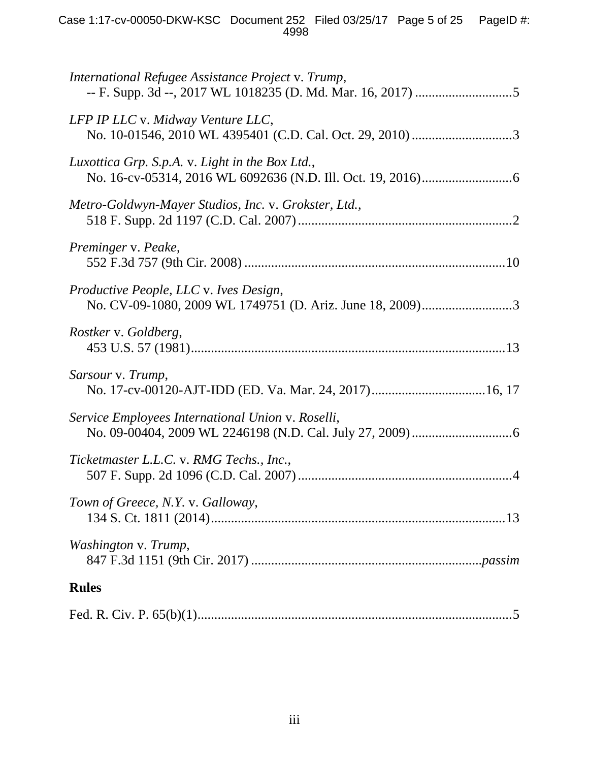*International Refugee Assistance Project* v. *Trump*,
-- F. Supp. 3d --, 2017 WL 1018235 (D. Md. Mar. 16, 2017) ............................5

*LFP IP LLC* v. *Midway Venture LLC*,
No. 10-01546, 2010 WL 4395401 (C.D. Cal. Oct. 29, 2010) .............................3

*Luxottica Grp. S.p.A.* v. *Light in the Box Ltd.*,
No. 16-cv-05314, 2016 WL 6092636 (N.D. Ill. Oct. 19, 2016)...........................6

*Metro-Goldwyn-Mayer Studios, Inc.* v. *Grokster, Ltd.*,
518 F. Supp. 2d 1197 (C.D. Cal. 2007)...............................................................2

*Preminger* v. *Peake*,
552 F.3d 757 (9th Cir. 2008) .............................................................................10

*Productive People, LLC* v. *Ives Design*,
No. CV-09-1080, 2009 WL 1749751 (D. Ariz. June 18, 2009)...........................3

*Rostker* v. *Goldberg*,
453 U.S. 57 (1981)..............................................................................................13

*Sarsour* v. *Trump*,
No. 17-cv-00120-AJT-IDD (ED. Va. Mar. 24, 2017)..................................16, 17

*Service Employees International Union* v. *Roselli*,
No. 09-00404, 2009 WL 2246198 (N.D. Cal. July 27, 2009).............................6

*Ticketmaster L.L.C.* v. *RMG Techs., Inc.*,
507 F. Supp. 2d 1096 (C.D. Cal. 2007)...............................................................4

*Town of Greece, N.Y.* v. *Galloway*,
134 S. Ct. 1811 (2014).........................................................................................13

*Washington* v. *Trump*,
847 F.3d 1151 (9th Cir. 2017) ..................................................................*passim*

## Rules

Fed. R. Civ. P. 65(b)(1).............................................................................................5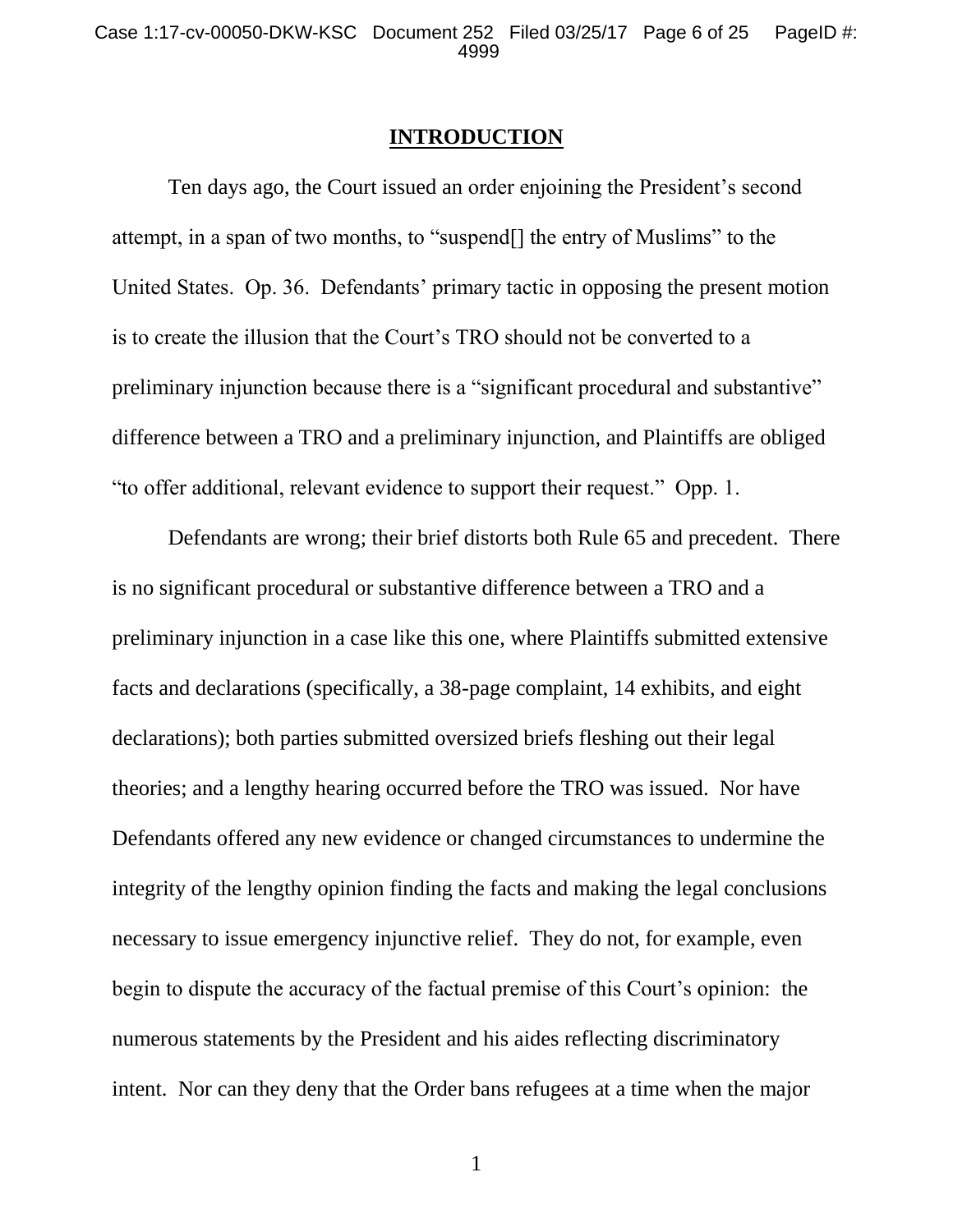# INTRODUCTION

Ten days ago, the Court issued an order enjoining the President's second attempt, in a span of two months, to "suspend[] the entry of Muslims" to the United States. Op. 36. Defendants' primary tactic in opposing the present motion is to create the illusion that the Court's TRO should not be converted to a preliminary injunction because there is a "significant procedural and substantive" difference between a TRO and a preliminary injunction, and Plaintiffs are obliged "to offer additional, relevant evidence to support their request." Opp. 1.

Defendants are wrong; their brief distorts both Rule 65 and precedent. There is no significant procedural or substantive difference between a TRO and a preliminary injunction in a case like this one, where Plaintiffs submitted extensive facts and declarations (specifically, a 38-page complaint, 14 exhibits, and eight declarations); both parties submitted oversized briefs fleshing out their legal theories; and a lengthy hearing occurred before the TRO was issued. Nor have Defendants offered any new evidence or changed circumstances to undermine the integrity of the lengthy opinion finding the facts and making the legal conclusions necessary to issue emergency injunctive relief. They do not, for example, even begin to dispute the accuracy of the factual premise of this Court's opinion: the numerous statements by the President and his aides reflecting discriminatory intent. Nor can they deny that the Order bans refugees at a time when the major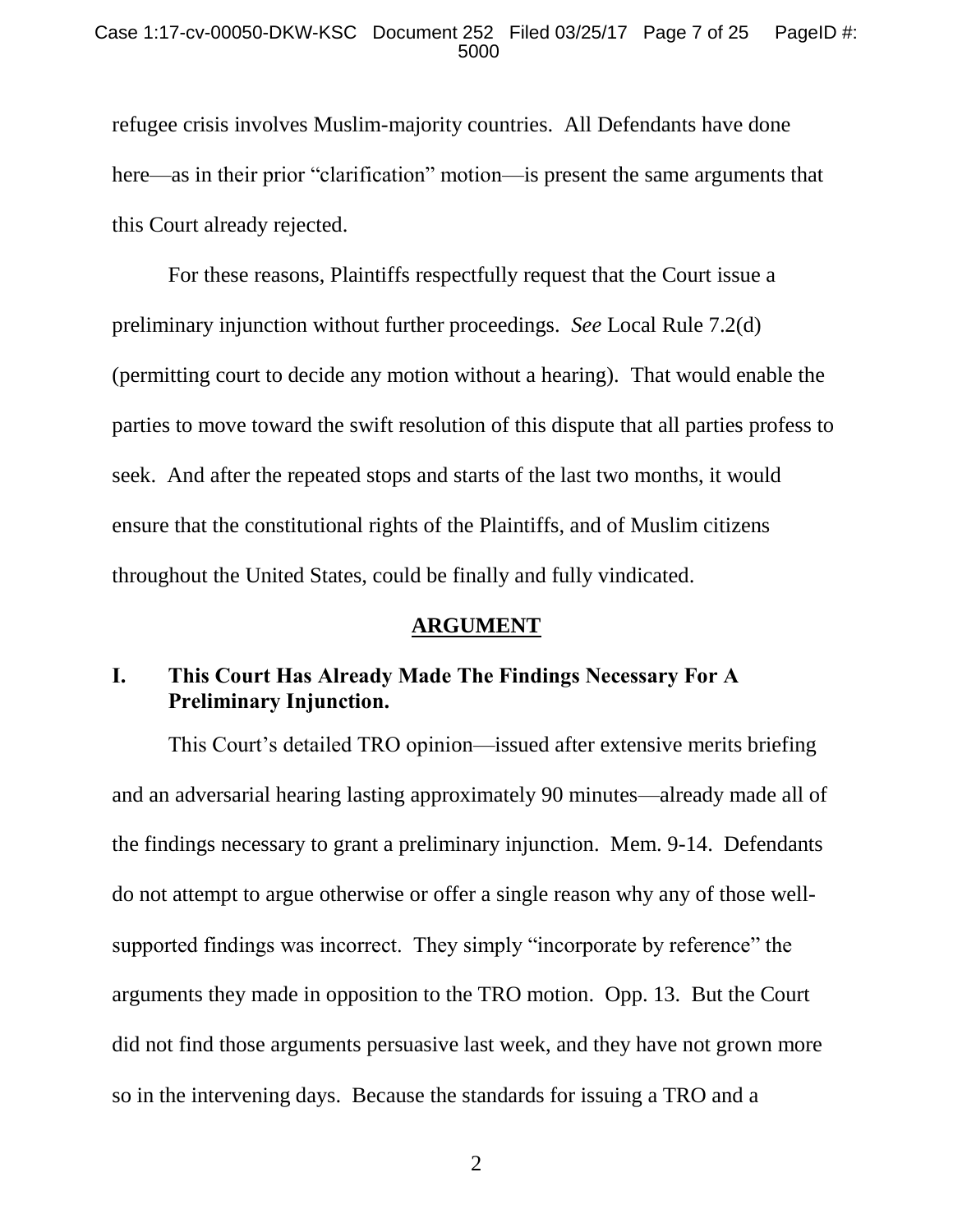refugee crisis involves Muslim-majority countries. All Defendants have done here—as in their prior "clarification" motion—is present the same arguments that this Court already rejected.

For these reasons, Plaintiffs respectfully request that the Court issue a preliminary injunction without further proceedings. *See* Local Rule 7.2(d) (permitting court to decide any motion without a hearing). That would enable the parties to move toward the swift resolution of this dispute that all parties profess to seek. And after the repeated stops and starts of the last two months, it would ensure that the constitutional rights of the Plaintiffs, and of Muslim citizens throughout the United States, could be finally and fully vindicated.

## ARGUMENT

### I. This Court Has Already Made The Findings Necessary For A Preliminary Injunction.

This Court's detailed TRO opinion—issued after extensive merits briefing and an adversarial hearing lasting approximately 90 minutes—already made all of the findings necessary to grant a preliminary injunction. Mem. 9-14. Defendants do not attempt to argue otherwise or offer a single reason why any of those well-supported findings was incorrect. They simply "incorporate by reference" the arguments they made in opposition to the TRO motion. Opp. 13. But the Court did not find those arguments persuasive last week, and they have not grown more so in the intervening days. Because the standards for issuing a TRO and a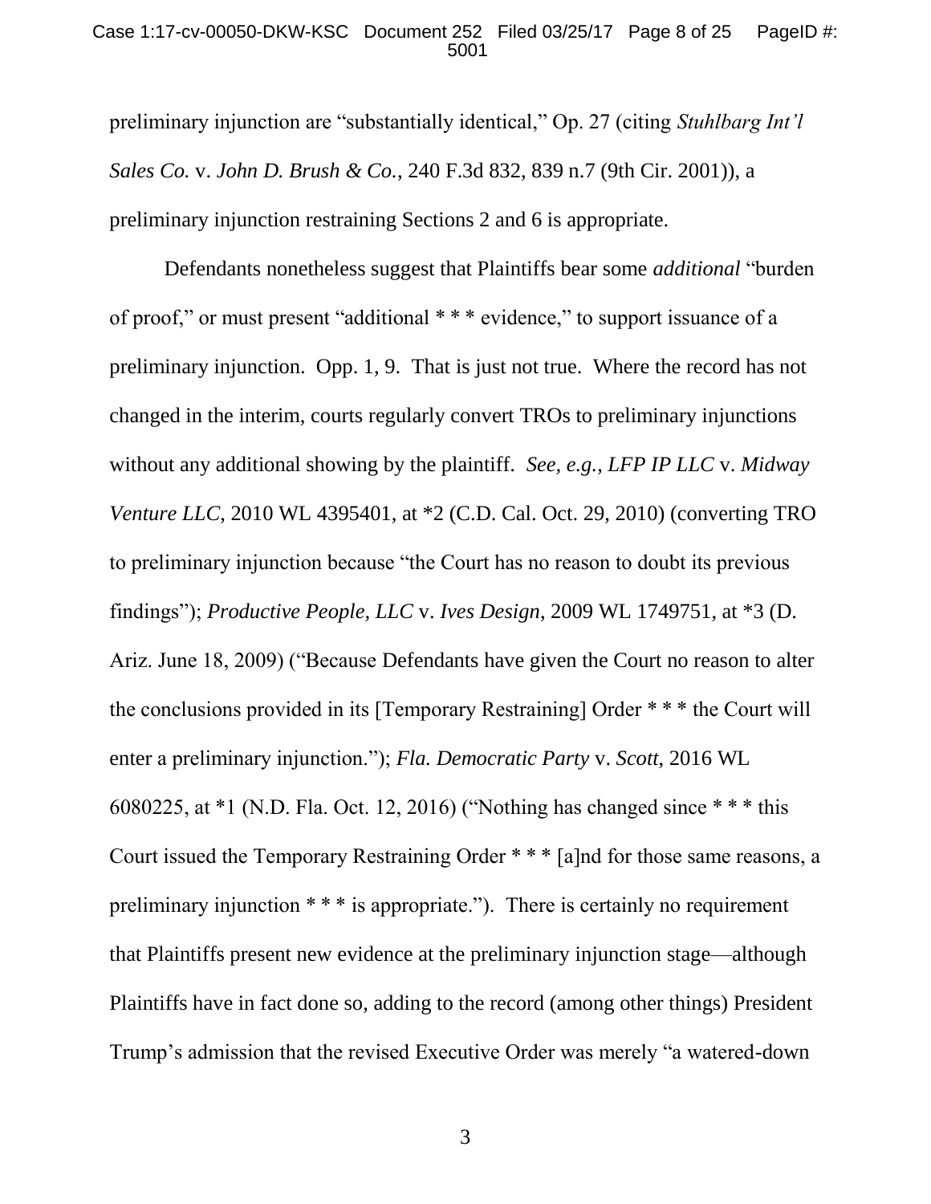preliminary injunction are "substantially identical," Op. 27 (citing *Stuhlbarg Int'l Sales Co.* v. *John D. Brush & Co.*, 240 F.3d 832, 839 n.7 (9th Cir. 2001)), a preliminary injunction restraining Sections 2 and 6 is appropriate.

Defendants nonetheless suggest that Plaintiffs bear some *additional* "burden of proof," or must present "additional * * * evidence," to support issuance of a preliminary injunction. Opp. 1, 9. That is just not true. Where the record has not changed in the interim, courts regularly convert TROs to preliminary injunctions without any additional showing by the plaintiff. *See, e.g.*, *LFP IP LLC* v. *Midway Venture LLC*, 2010 WL 4395401, at *2 (C.D. Cal. Oct. 29, 2010) (converting TRO to preliminary injunction because "the Court has no reason to doubt its previous findings"); *Productive People, LLC* v. *Ives Design*, 2009 WL 1749751, at *3 (D. Ariz. June 18, 2009) ("Because Defendants have given the Court no reason to alter the conclusions provided in its [Temporary Restraining] Order * * * the Court will enter a preliminary injunction."); *Fla. Democratic Party* v. *Scott*, 2016 WL 6080225, at *1 (N.D. Fla. Oct. 12, 2016) ("Nothing has changed since * * * this Court issued the Temporary Restraining Order * * * [a]nd for those same reasons, a preliminary injunction * * * is appropriate."). There is certainly no requirement that Plaintiffs present new evidence at the preliminary injunction stage—although Plaintiffs have in fact done so, adding to the record (among other things) President Trump's admission that the revised Executive Order was merely "a watered-down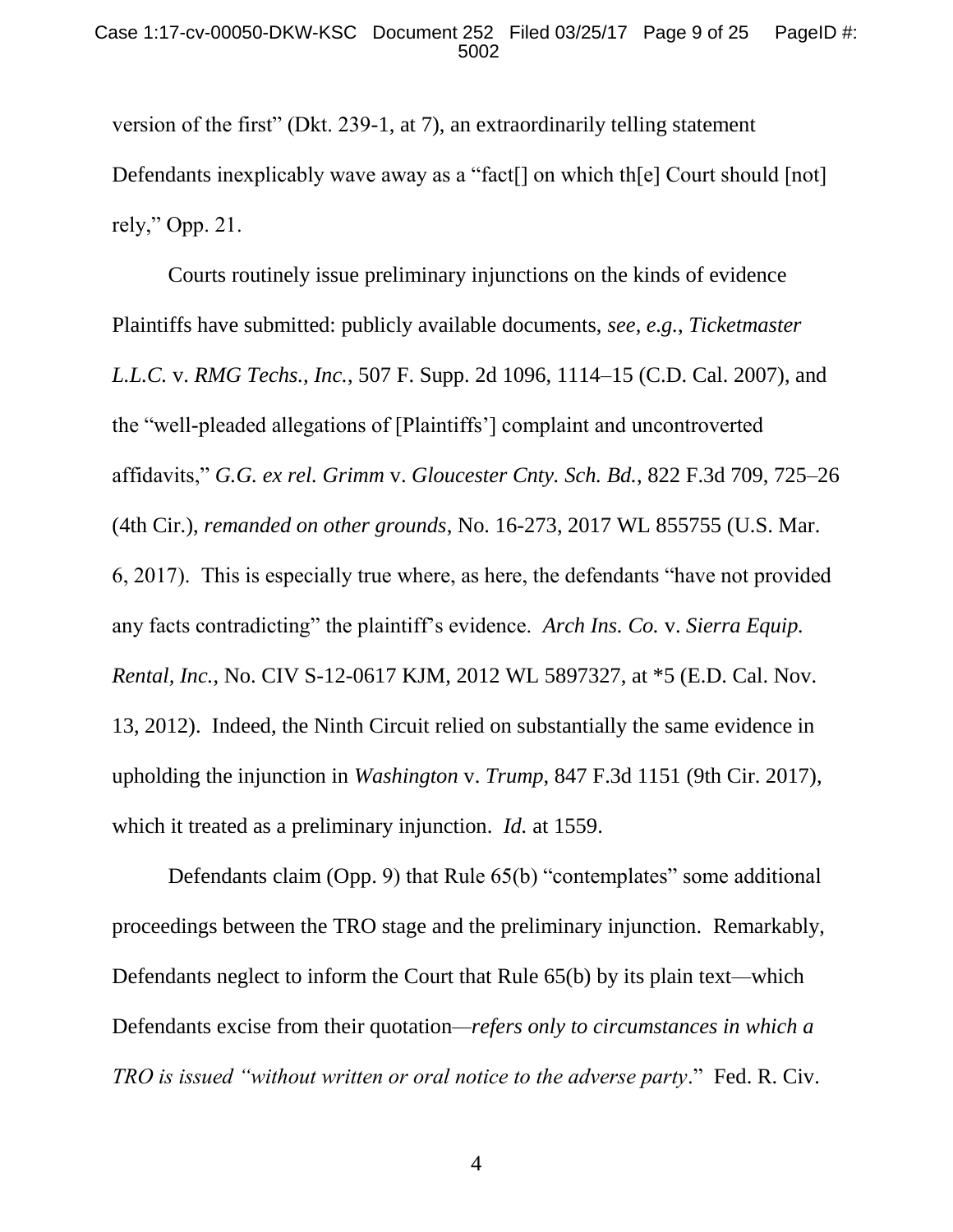version of the first" (Dkt. 239-1, at 7), an extraordinarily telling statement Defendants inexplicably wave away as a "fact[] on which th[e] Court should [not] rely," Opp. 21.

Courts routinely issue preliminary injunctions on the kinds of evidence Plaintiffs have submitted: publicly available documents, *see, e.g.*, *Ticketmaster L.L.C.* v. *RMG Techs., Inc.*, 507 F. Supp. 2d 1096, 1114–15 (C.D. Cal. 2007), and the "well-pleaded allegations of [Plaintiffs'] complaint and uncontroverted affidavits," *G.G. ex rel. Grimm* v. *Gloucester Cnty. Sch. Bd.*, 822 F.3d 709, 725–26 (4th Cir.), *remanded on other grounds*, No. 16-273, 2017 WL 855755 (U.S. Mar. 6, 2017). This is especially true where, as here, the defendants "have not provided any facts contradicting" the plaintiff's evidence. *Arch Ins. Co.* v. *Sierra Equip. Rental, Inc.*, No. CIV S-12-0617 KJM, 2012 WL 5897327, at *5 (E.D. Cal. Nov. 13, 2012). Indeed, the Ninth Circuit relied on substantially the same evidence in upholding the injunction in *Washington* v. *Trump*, 847 F.3d 1151 (9th Cir. 2017), which it treated as a preliminary injunction. *Id.* at 1559.

Defendants claim (Opp. 9) that Rule 65(b) "contemplates" some additional proceedings between the TRO stage and the preliminary injunction. Remarkably, Defendants neglect to inform the Court that Rule 65(b) by its plain text—which Defendants excise from their quotation—*refers only to circumstances in which a TRO is issued "without written or oral notice to the adverse party*." Fed. R. Civ.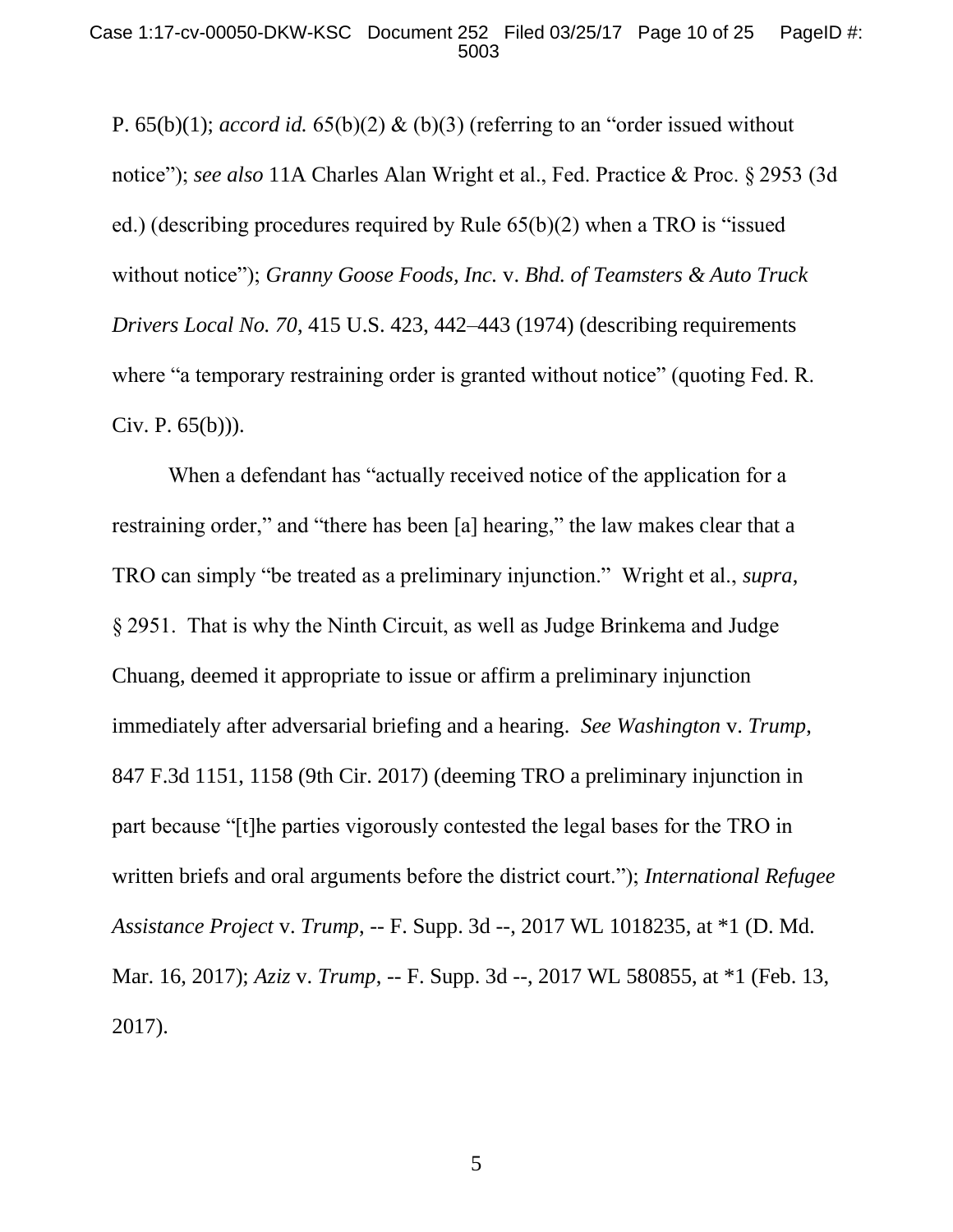P. 65(b)(1); *accord id.* 65(b)(2) & (b)(3) (referring to an "order issued without notice"); *see also* 11A Charles Alan Wright et al., Fed. Practice & Proc. § 2953 (3d ed.) (describing procedures required by Rule 65(b)(2) when a TRO is "issued without notice"); *Granny Goose Foods, Inc.* v. *Bhd. of Teamsters & Auto Truck Drivers Local No. 70*, 415 U.S. 423, 442–443 (1974) (describing requirements where "a temporary restraining order is granted without notice" (quoting Fed. R. Civ. P. 65(b))).

When a defendant has "actually received notice of the application for a restraining order," and "there has been [a] hearing," the law makes clear that a TRO can simply "be treated as a preliminary injunction." Wright et al., *supra*, § 2951. That is why the Ninth Circuit, as well as Judge Brinkema and Judge Chuang, deemed it appropriate to issue or affirm a preliminary injunction immediately after adversarial briefing and a hearing. *See Washington* v. *Trump*, 847 F.3d 1151, 1158 (9th Cir. 2017) (deeming TRO a preliminary injunction in part because "[t]he parties vigorously contested the legal bases for the TRO in written briefs and oral arguments before the district court."); *International Refugee Assistance Project* v. *Trump*, -- F. Supp. 3d --, 2017 WL 1018235, at *1 (D. Md. Mar. 16, 2017); *Aziz* v. *Trump*, -- F. Supp. 3d --, 2017 WL 580855, at *1 (Feb. 13, 2017).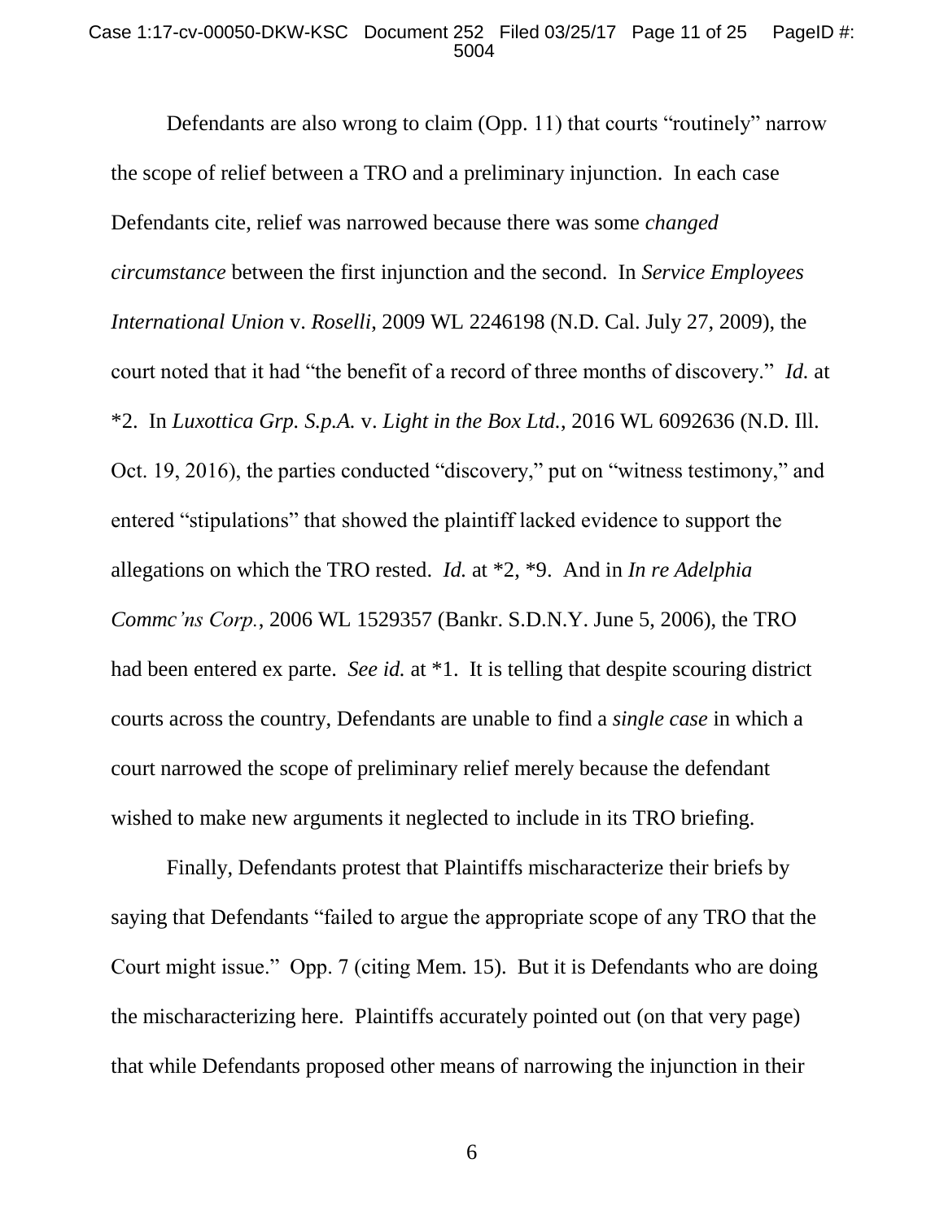Defendants are also wrong to claim (Opp. 11) that courts "routinely" narrow the scope of relief between a TRO and a preliminary injunction. In each case Defendants cite, relief was narrowed because there was some *changed circumstance* between the first injunction and the second. In *Service Employees International Union* v. *Roselli*, 2009 WL 2246198 (N.D. Cal. July 27, 2009), the court noted that it had "the benefit of a record of three months of discovery." *Id.* at *2. In *Luxottica Grp. S.p.A.* v. *Light in the Box Ltd.*, 2016 WL 6092636 (N.D. Ill. Oct. 19, 2016), the parties conducted "discovery," put on "witness testimony," and entered "stipulations" that showed the plaintiff lacked evidence to support the allegations on which the TRO rested. *Id.* at *2, *9. And in *In re Adelphia Commc'ns Corp.*, 2006 WL 1529357 (Bankr. S.D.N.Y. June 5, 2006), the TRO had been entered ex parte. *See id.* at *1. It is telling that despite scouring district courts across the country, Defendants are unable to find a *single case* in which a court narrowed the scope of preliminary relief merely because the defendant wished to make new arguments it neglected to include in its TRO briefing.

Finally, Defendants protest that Plaintiffs mischaracterize their briefs by saying that Defendants "failed to argue the appropriate scope of any TRO that the Court might issue." Opp. 7 (citing Mem. 15). But it is Defendants who are doing the mischaracterizing here. Plaintiffs accurately pointed out (on that very page) that while Defendants proposed other means of narrowing the injunction in their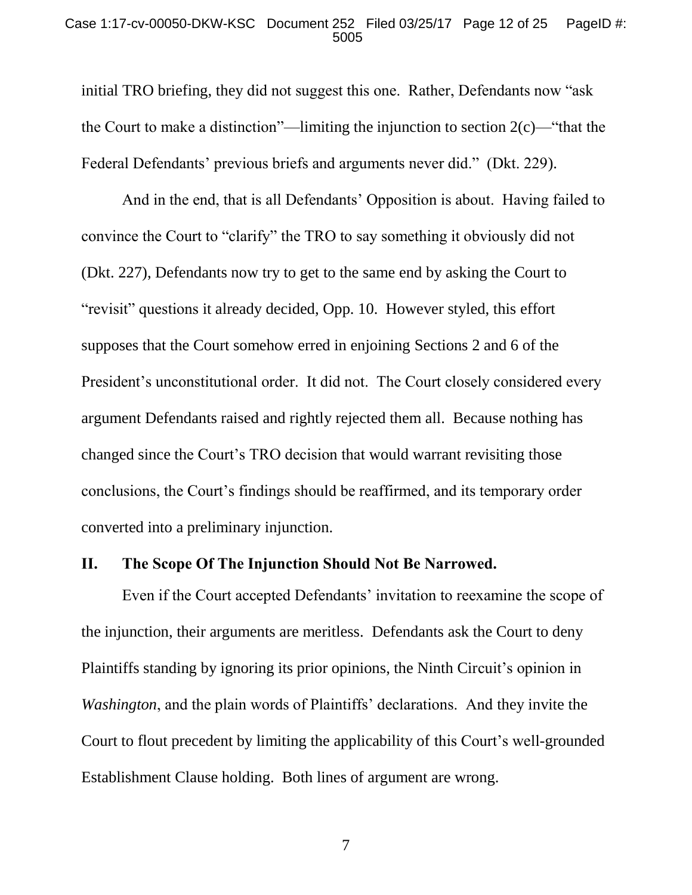initial TRO briefing, they did not suggest this one. Rather, Defendants now "ask the Court to make a distinction"—limiting the injunction to section 2(c)—"that the Federal Defendants' previous briefs and arguments never did." (Dkt. 229).

And in the end, that is all Defendants' Opposition is about. Having failed to convince the Court to "clarify" the TRO to say something it obviously did not (Dkt. 227), Defendants now try to get to the same end by asking the Court to "revisit" questions it already decided, Opp. 10. However styled, this effort supposes that the Court somehow erred in enjoining Sections 2 and 6 of the President's unconstitutional order. It did not. The Court closely considered every argument Defendants raised and rightly rejected them all. Because nothing has changed since the Court's TRO decision that would warrant revisiting those conclusions, the Court's findings should be reaffirmed, and its temporary order converted into a preliminary injunction.

## II. The Scope Of The Injunction Should Not Be Narrowed.

Even if the Court accepted Defendants' invitation to reexamine the scope of the injunction, their arguments are meritless. Defendants ask the Court to deny Plaintiffs standing by ignoring its prior opinions, the Ninth Circuit's opinion in *Washington*, and the plain words of Plaintiffs' declarations. And they invite the Court to flout precedent by limiting the applicability of this Court's well-grounded Establishment Clause holding. Both lines of argument are wrong.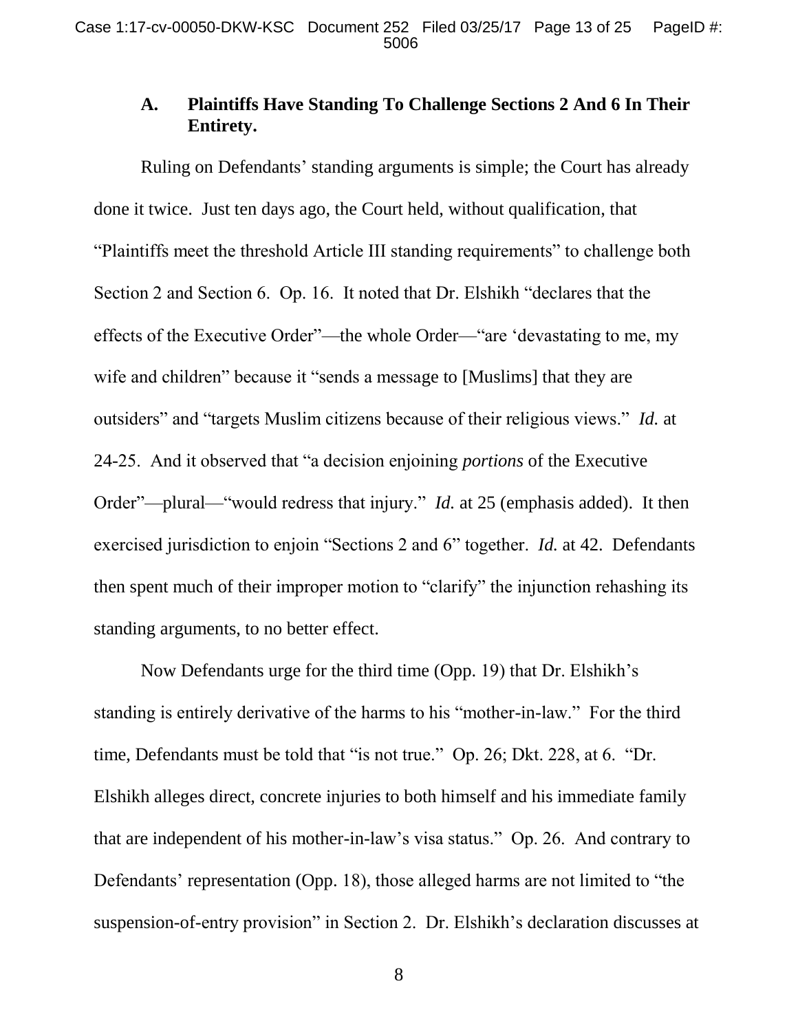### A. Plaintiffs Have Standing To Challenge Sections 2 And 6 In Their Entirety.

Ruling on Defendants' standing arguments is simple; the Court has already done it twice. Just ten days ago, the Court held, without qualification, that "Plaintiffs meet the threshold Article III standing requirements" to challenge both Section 2 and Section 6. Op. 16. It noted that Dr. Elshikh "declares that the effects of the Executive Order"—the whole Order—"are 'devastating to me, my wife and children" because it "sends a message to [Muslims] that they are outsiders" and "targets Muslim citizens because of their religious views." *Id.* at 24-25. And it observed that "a decision enjoining *portions* of the Executive Order"—plural—"would redress that injury." *Id.* at 25 (emphasis added). It then exercised jurisdiction to enjoin "Sections 2 and 6" together. *Id.* at 42. Defendants then spent much of their improper motion to "clarify" the injunction rehashing its standing arguments, to no better effect.

Now Defendants urge for the third time (Opp. 19) that Dr. Elshikh's standing is entirely derivative of the harms to his "mother-in-law." For the third time, Defendants must be told that "is not true." Op. 26; Dkt. 228, at 6. "Dr. Elshikh alleges direct, concrete injuries to both himself and his immediate family that are independent of his mother-in-law's visa status." Op. 26. And contrary to Defendants' representation (Opp. 18), those alleged harms are not limited to "the suspension-of-entry provision" in Section 2. Dr. Elshikh's declaration discusses at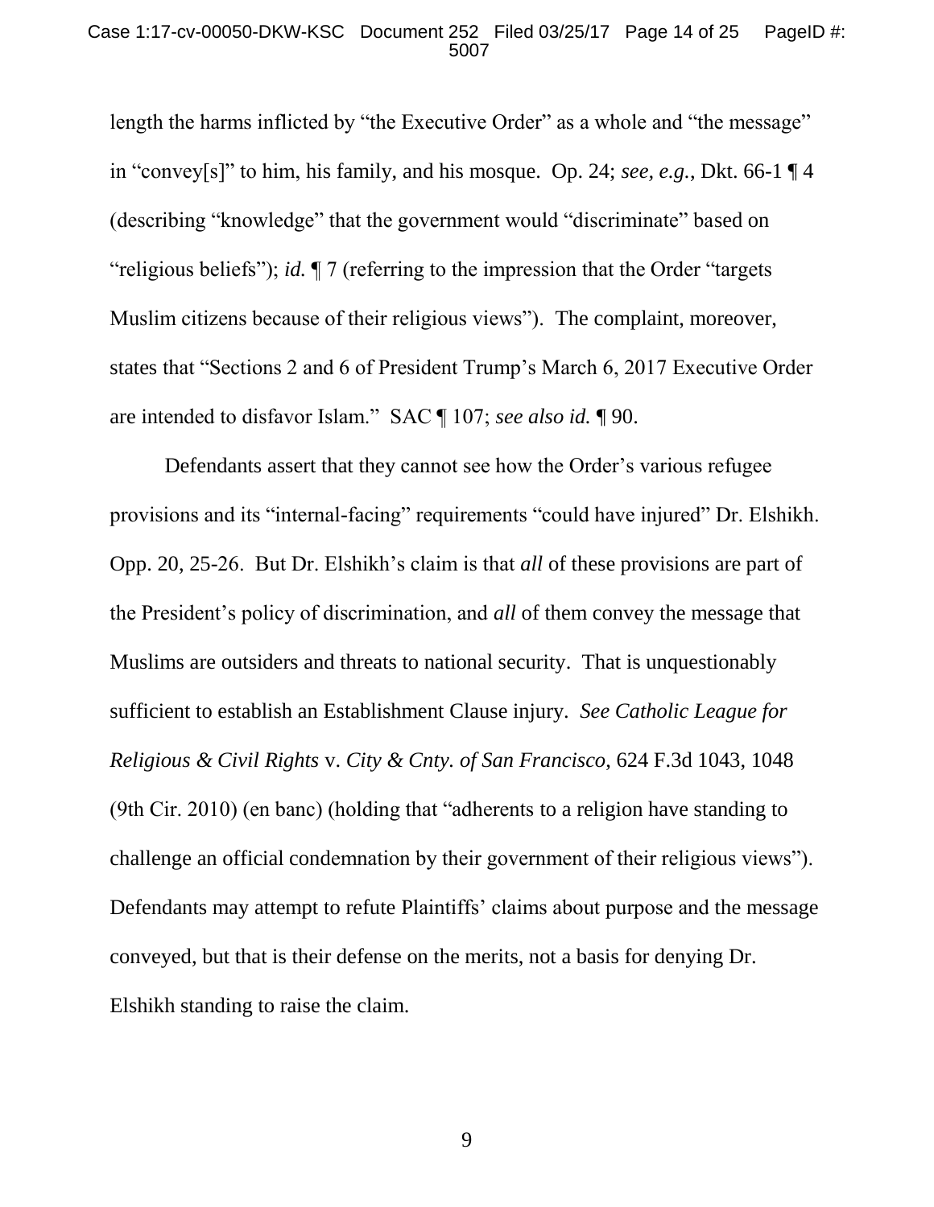length the harms inflicted by "the Executive Order" as a whole and "the message" in "convey[s]" to him, his family, and his mosque. Op. 24; *see, e.g.*, Dkt. 66-1 ¶ 4 (describing "knowledge" that the government would "discriminate" based on "religious beliefs"); *id.* ¶ 7 (referring to the impression that the Order "targets Muslim citizens because of their religious views"). The complaint, moreover, states that "Sections 2 and 6 of President Trump's March 6, 2017 Executive Order are intended to disfavor Islam." SAC ¶ 107; *see also id.* ¶ 90.

Defendants assert that they cannot see how the Order's various refugee provisions and its "internal-facing" requirements "could have injured" Dr. Elshikh. Opp. 20, 25-26. But Dr. Elshikh's claim is that *all* of these provisions are part of the President's policy of discrimination, and *all* of them convey the message that Muslims are outsiders and threats to national security. That is unquestionably sufficient to establish an Establishment Clause injury. *See Catholic League for Religious & Civil Rights* v. *City & Cnty. of San Francisco*, 624 F.3d 1043, 1048 (9th Cir. 2010) (en banc) (holding that "adherents to a religion have standing to challenge an official condemnation by their government of their religious views"). Defendants may attempt to refute Plaintiffs' claims about purpose and the message conveyed, but that is their defense on the merits, not a basis for denying Dr. Elshikh standing to raise the claim.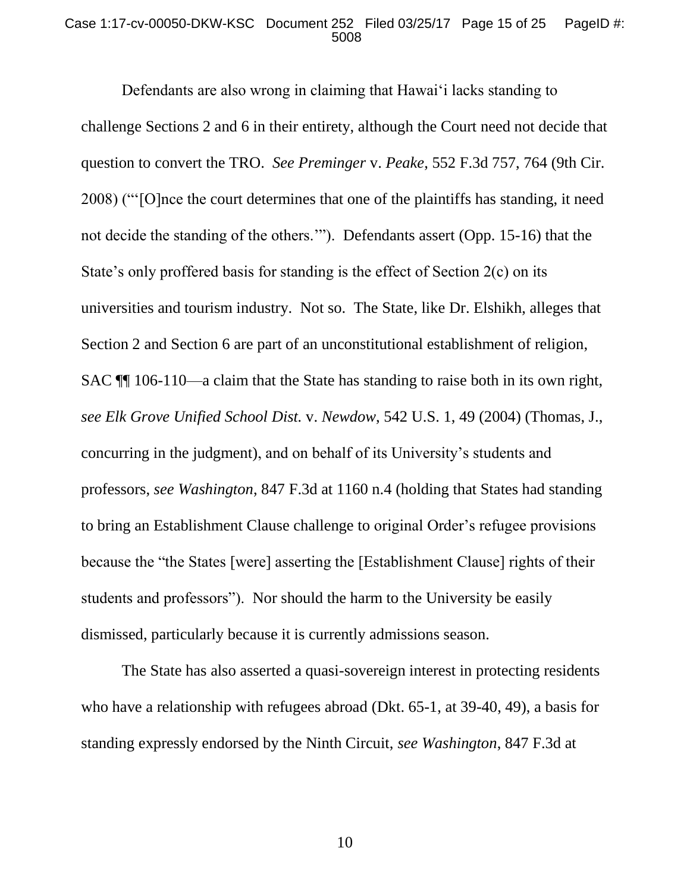Defendants are also wrong in claiming that Hawai‘i lacks standing to challenge Sections 2 and 6 in their entirety, although the Court need not decide that question to convert the TRO. *See Preminger* v. *Peake*, 552 F.3d 757, 764 (9th Cir. 2008) ("'[O]nce the court determines that one of the plaintiffs has standing, it need not decide the standing of the others.'"). Defendants assert (Opp. 15-16) that the State's only proffered basis for standing is the effect of Section 2(c) on its universities and tourism industry. Not so. The State, like Dr. Elshikh, alleges that Section 2 and Section 6 are part of an unconstitutional establishment of religion, SAC ¶¶ 106-110—a claim that the State has standing to raise both in its own right, *see Elk Grove Unified School Dist.* v. *Newdow*, 542 U.S. 1, 49 (2004) (Thomas, J., concurring in the judgment), and on behalf of its University's students and professors, *see Washington*, 847 F.3d at 1160 n.4 (holding that States had standing to bring an Establishment Clause challenge to original Order's refugee provisions because the "the States [were] asserting the [Establishment Clause] rights of their students and professors"). Nor should the harm to the University be easily dismissed, particularly because it is currently admissions season.

The State has also asserted a quasi-sovereign interest in protecting residents who have a relationship with refugees abroad (Dkt. 65-1, at 39-40, 49), a basis for standing expressly endorsed by the Ninth Circuit, *see Washington*, 847 F.3d at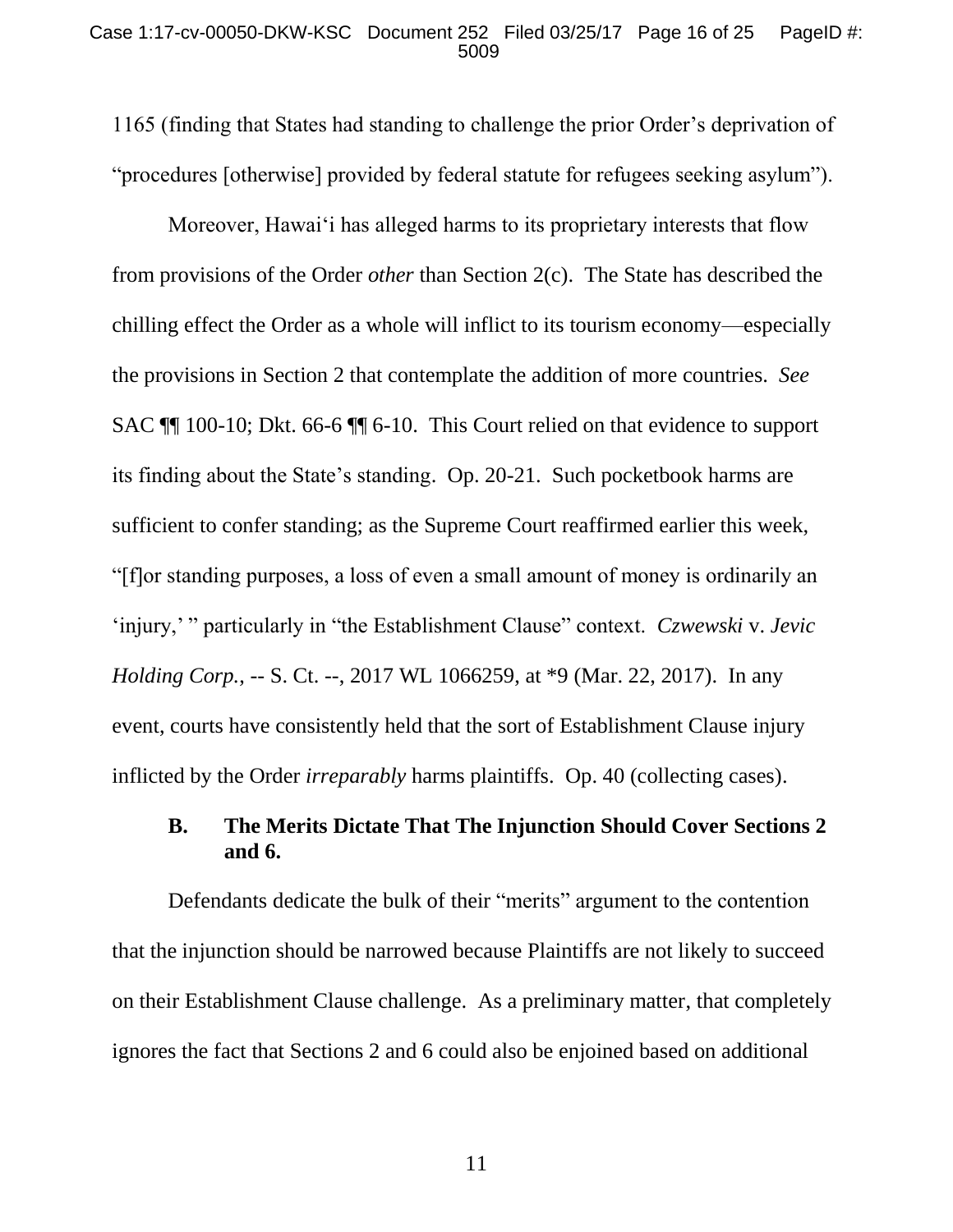1165 (finding that States had standing to challenge the prior Order's deprivation of "procedures [otherwise] provided by federal statute for refugees seeking asylum").

Moreover, Hawai'i has alleged harms to its proprietary interests that flow from provisions of the Order *other* than Section 2(c). The State has described the chilling effect the Order as a whole will inflict to its tourism economy—especially the provisions in Section 2 that contemplate the addition of more countries. *See* SAC ¶¶ 100-10; Dkt. 66-6 ¶¶ 6-10. This Court relied on that evidence to support its finding about the State's standing. Op. 20-21. Such pocketbook harms are sufficient to confer standing; as the Supreme Court reaffirmed earlier this week, "[f]or standing purposes, a loss of even a small amount of money is ordinarily an 'injury,' " particularly in "the Establishment Clause" context. *Czwewski* v. *Jevic Holding Corp.*, -- S. Ct. --, 2017 WL 1066259, at *9 (Mar. 22, 2017). In any event, courts have consistently held that the sort of Establishment Clause injury inflicted by the Order *irreparably* harms plaintiffs. Op. 40 (collecting cases).

### B. The Merits Dictate That The Injunction Should Cover Sections 2 and 6.

Defendants dedicate the bulk of their "merits" argument to the contention that the injunction should be narrowed because Plaintiffs are not likely to succeed on their Establishment Clause challenge. As a preliminary matter, that completely ignores the fact that Sections 2 and 6 could also be enjoined based on additional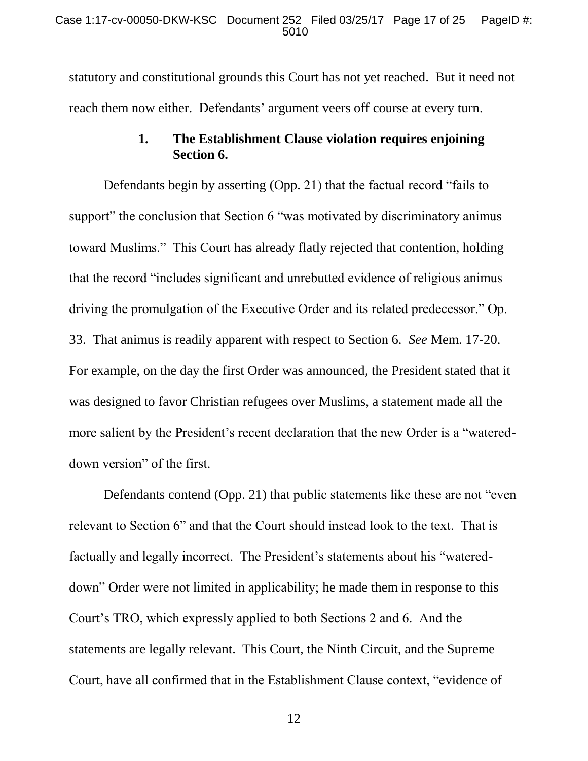statutory and constitutional grounds this Court has not yet reached. But it need not reach them now either. Defendants' argument veers off course at every turn.

### 1. The Establishment Clause violation requires enjoining Section 6.

Defendants begin by asserting (Opp. 21) that the factual record "fails to support" the conclusion that Section 6 "was motivated by discriminatory animus toward Muslims." This Court has already flatly rejected that contention, holding that the record "includes significant and unrebutted evidence of religious animus driving the promulgation of the Executive Order and its related predecessor." Op. 33. That animus is readily apparent with respect to Section 6. *See* Mem. 17-20. For example, on the day the first Order was announced, the President stated that it was designed to favor Christian refugees over Muslims, a statement made all the more salient by the President's recent declaration that the new Order is a "watered-down version" of the first.

Defendants contend (Opp. 21) that public statements like these are not "even relevant to Section 6" and that the Court should instead look to the text. That is factually and legally incorrect. The President's statements about his "watered-down" Order were not limited in applicability; he made them in response to this Court's TRO, which expressly applied to both Sections 2 and 6. And the statements are legally relevant. This Court, the Ninth Circuit, and the Supreme Court, have all confirmed that in the Establishment Clause context, "evidence of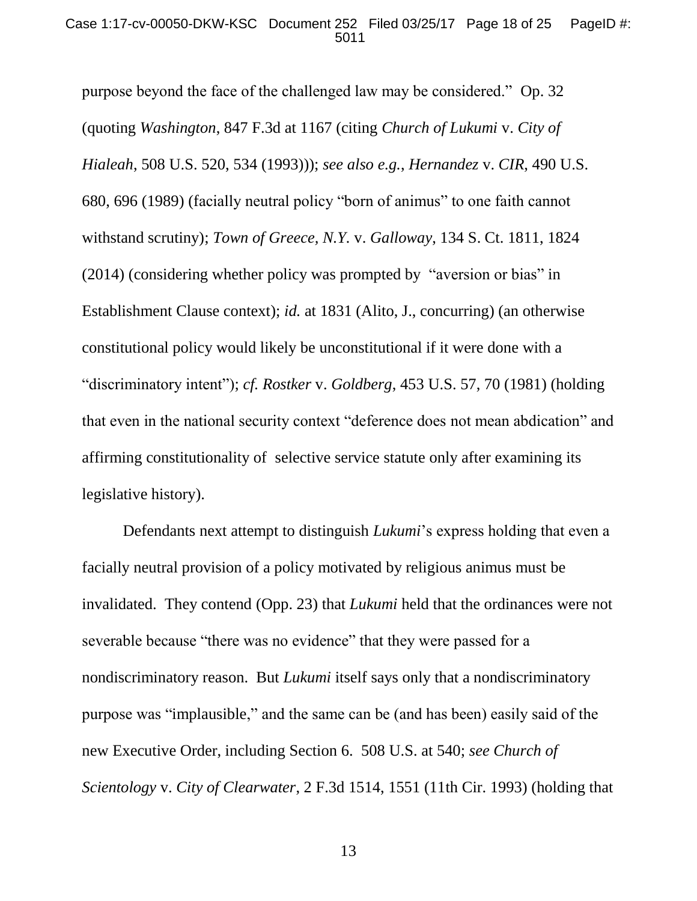purpose beyond the face of the challenged law may be considered." Op. 32 (quoting *Washington*, 847 F.3d at 1167 (citing *Church of Lukumi* v. *City of Hialeah*, 508 U.S. 520, 534 (1993))); *see also e.g.*, *Hernandez* v. *CIR*, 490 U.S. 680, 696 (1989) (facially neutral policy "born of animus" to one faith cannot withstand scrutiny); *Town of Greece, N.Y.* v. *Galloway*, 134 S. Ct. 1811, 1824 (2014) (considering whether policy was prompted by "aversion or bias" in Establishment Clause context); *id.* at 1831 (Alito, J., concurring) (an otherwise constitutional policy would likely be unconstitutional if it were done with a "discriminatory intent"); *cf. Rostker* v. *Goldberg*, 453 U.S. 57, 70 (1981) (holding that even in the national security context "deference does not mean abdication" and affirming constitutionality of selective service statute only after examining its legislative history).

Defendants next attempt to distinguish *Lukumi*'s express holding that even a facially neutral provision of a policy motivated by religious animus must be invalidated. They contend (Opp. 23) that *Lukumi* held that the ordinances were not severable because "there was no evidence" that they were passed for a nondiscriminatory reason. But *Lukumi* itself says only that a nondiscriminatory purpose was "implausible," and the same can be (and has been) easily said of the new Executive Order, including Section 6. 508 U.S. at 540; *see Church of Scientology* v. *City of Clearwater*, 2 F.3d 1514, 1551 (11th Cir. 1993) (holding that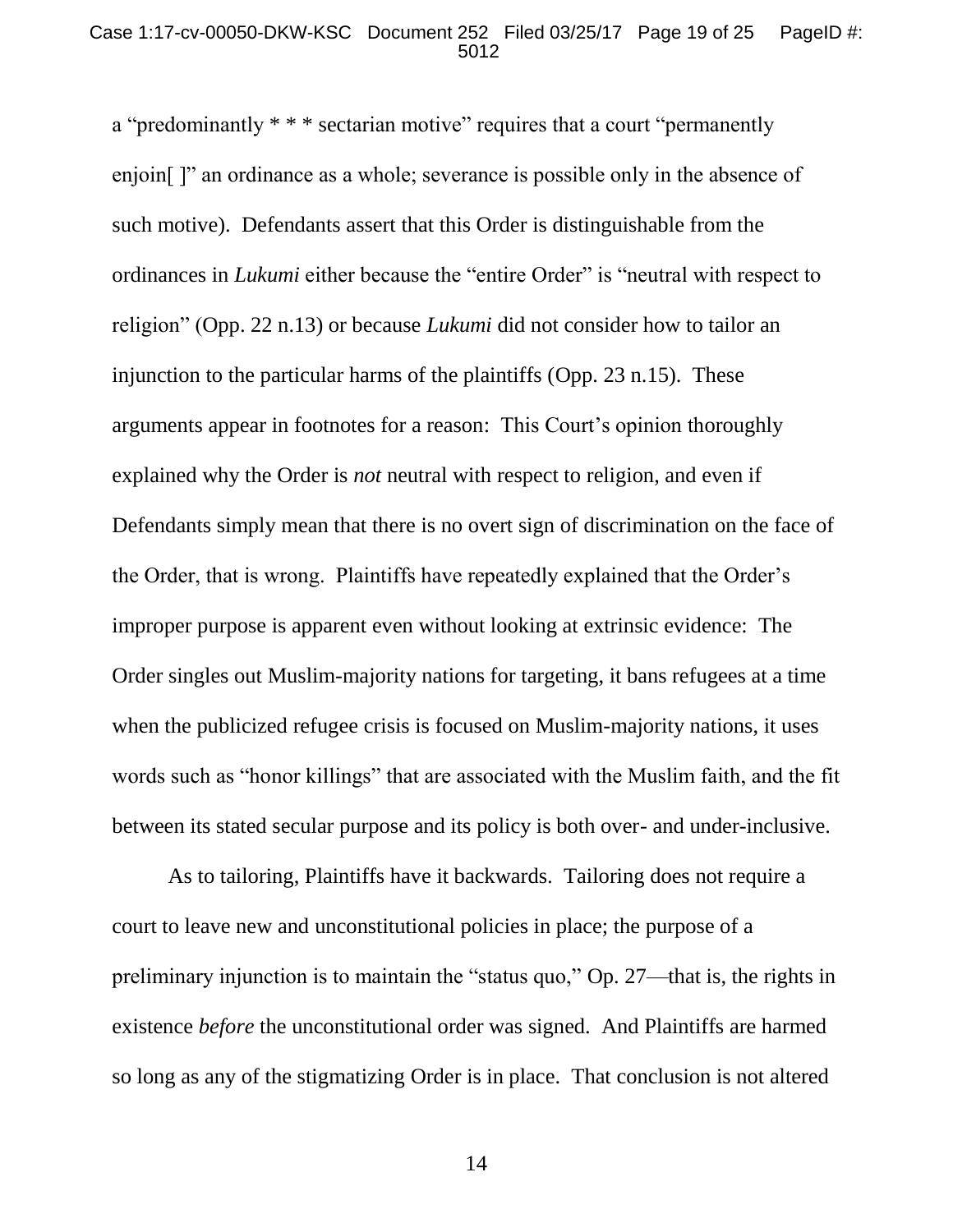a "predominantly * * * sectarian motive" requires that a court "permanently enjoin[ ]" an ordinance as a whole; severance is possible only in the absence of such motive). Defendants assert that this Order is distinguishable from the ordinances in *Lukumi* either because the "entire Order" is "neutral with respect to religion" (Opp. 22 n.13) or because *Lukumi* did not consider how to tailor an injunction to the particular harms of the plaintiffs (Opp. 23 n.15). These arguments appear in footnotes for a reason: This Court's opinion thoroughly explained why the Order is *not* neutral with respect to religion, and even if Defendants simply mean that there is no overt sign of discrimination on the face of the Order, that is wrong. Plaintiffs have repeatedly explained that the Order's improper purpose is apparent even without looking at extrinsic evidence: The Order singles out Muslim-majority nations for targeting, it bans refugees at a time when the publicized refugee crisis is focused on Muslim-majority nations, it uses words such as "honor killings" that are associated with the Muslim faith, and the fit between its stated secular purpose and its policy is both over- and under-inclusive.

As to tailoring, Plaintiffs have it backwards. Tailoring does not require a court to leave new and unconstitutional policies in place; the purpose of a preliminary injunction is to maintain the "status quo," Op. 27—that is, the rights in existence *before* the unconstitutional order was signed. And Plaintiffs are harmed so long as any of the stigmatizing Order is in place. That conclusion is not altered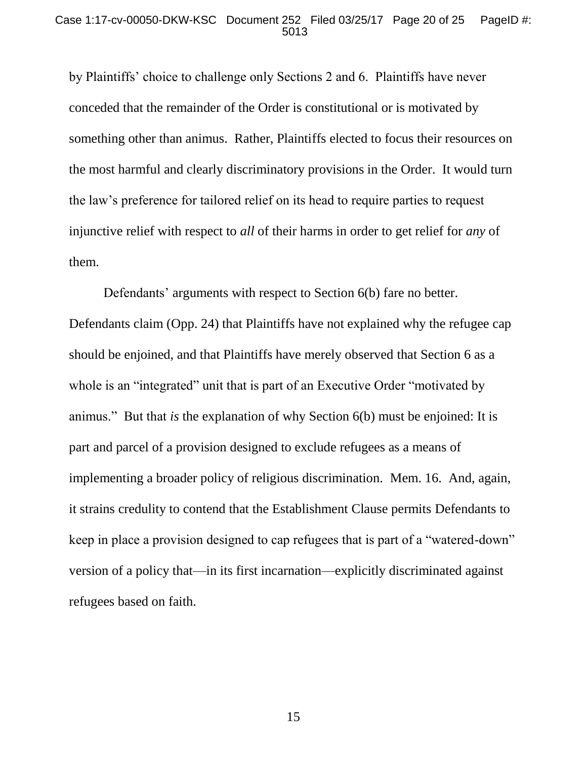by Plaintiffs' choice to challenge only Sections 2 and 6. Plaintiffs have never conceded that the remainder of the Order is constitutional or is motivated by something other than animus. Rather, Plaintiffs elected to focus their resources on the most harmful and clearly discriminatory provisions in the Order. It would turn the law's preference for tailored relief on its head to require parties to request injunctive relief with respect to *all* of their harms in order to get relief for *any* of them.

Defendants' arguments with respect to Section 6(b) fare no better. Defendants claim (Opp. 24) that Plaintiffs have not explained why the refugee cap should be enjoined, and that Plaintiffs have merely observed that Section 6 as a whole is an "integrated" unit that is part of an Executive Order "motivated by animus." But that *is* the explanation of why Section 6(b) must be enjoined: It is part and parcel of a provision designed to exclude refugees as a means of implementing a broader policy of religious discrimination. Mem. 16. And, again, it strains credulity to contend that the Establishment Clause permits Defendants to keep in place a provision designed to cap refugees that is part of a "watered-down" version of a policy that—in its first incarnation—explicitly discriminated against refugees based on faith.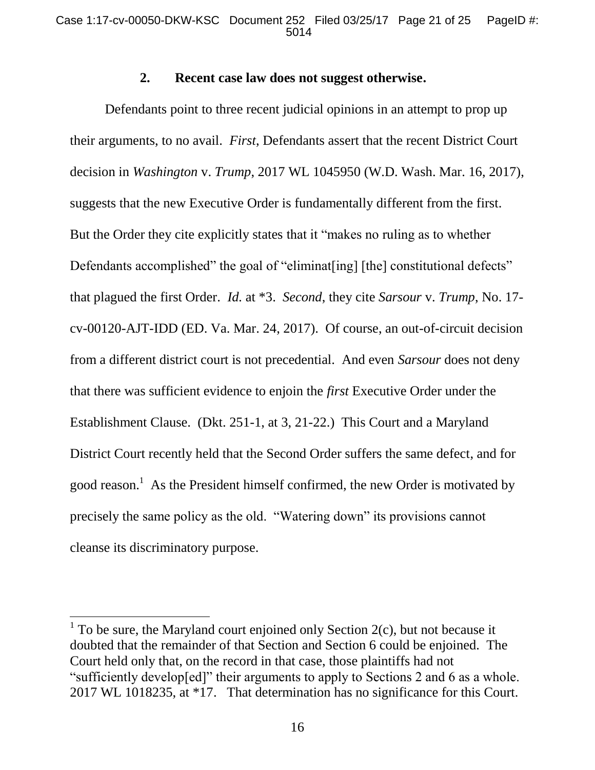### 2. Recent case law does not suggest otherwise.

Defendants point to three recent judicial opinions in an attempt to prop up their arguments, to no avail. *First*, Defendants assert that the recent District Court decision in *Washington* v. *Trump*, 2017 WL 1045950 (W.D. Wash. Mar. 16, 2017), suggests that the new Executive Order is fundamentally different from the first. But the Order they cite explicitly states that it "makes no ruling as to whether Defendants accomplished" the goal of "eliminat[ing] [the] constitutional defects" that plagued the first Order. *Id.* at *3. *Second*, they cite *Sarsour* v. *Trump*, No. 17-cv-00120-AJT-IDD (ED. Va. Mar. 24, 2017). Of course, an out-of-circuit decision from a different district court is not precedential. And even *Sarsour* does not deny that there was sufficient evidence to enjoin the *first* Executive Order under the Establishment Clause. (Dkt. 251-1, at 3, 21-22.) This Court and a Maryland District Court recently held that the Second Order suffers the same defect, and for good reason.[1] As the President himself confirmed, the new Order is motivated by precisely the same policy as the old. "Watering down" its provisions cannot cleanse its discriminatory purpose.

---

[1] To be sure, the Maryland court enjoined only Section 2(c), but not because it doubted that the remainder of that Section and Section 6 could be enjoined. The Court held only that, on the record in that case, those plaintiffs had not "sufficiently develop[ed]" their arguments to apply to Sections 2 and 6 as a whole. 2017 WL 1018235, at *17. That determination has no significance for this Court.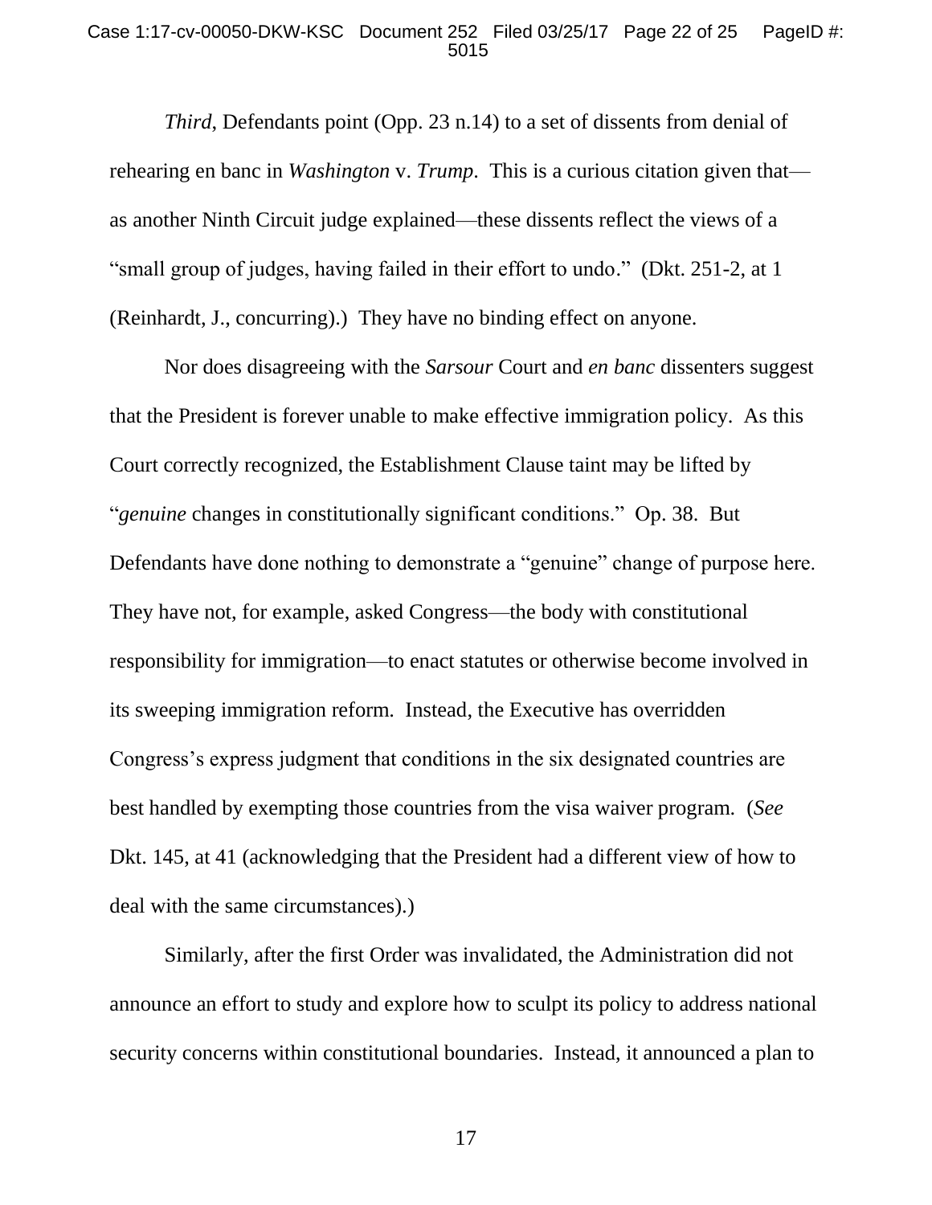*Third*, Defendants point (Opp. 23 n.14) to a set of dissents from denial of rehearing en banc in *Washington* v. *Trump*. This is a curious citation given that—as another Ninth Circuit judge explained—these dissents reflect the views of a "small group of judges, having failed in their effort to undo." (Dkt. 251-2, at 1 (Reinhardt, J., concurring).) They have no binding effect on anyone.

Nor does disagreeing with the *Sarsour* Court and *en banc* dissenters suggest that the President is forever unable to make effective immigration policy. As this Court correctly recognized, the Establishment Clause taint may be lifted by "*genuine* changes in constitutionally significant conditions." Op. 38. But Defendants have done nothing to demonstrate a "genuine" change of purpose here. They have not, for example, asked Congress—the body with constitutional responsibility for immigration—to enact statutes or otherwise become involved in its sweeping immigration reform. Instead, the Executive has overridden Congress's express judgment that conditions in the six designated countries are best handled by exempting those countries from the visa waiver program. (*See* Dkt. 145, at 41 (acknowledging that the President had a different view of how to deal with the same circumstances).)

Similarly, after the first Order was invalidated, the Administration did not announce an effort to study and explore how to sculpt its policy to address national security concerns within constitutional boundaries. Instead, it announced a plan to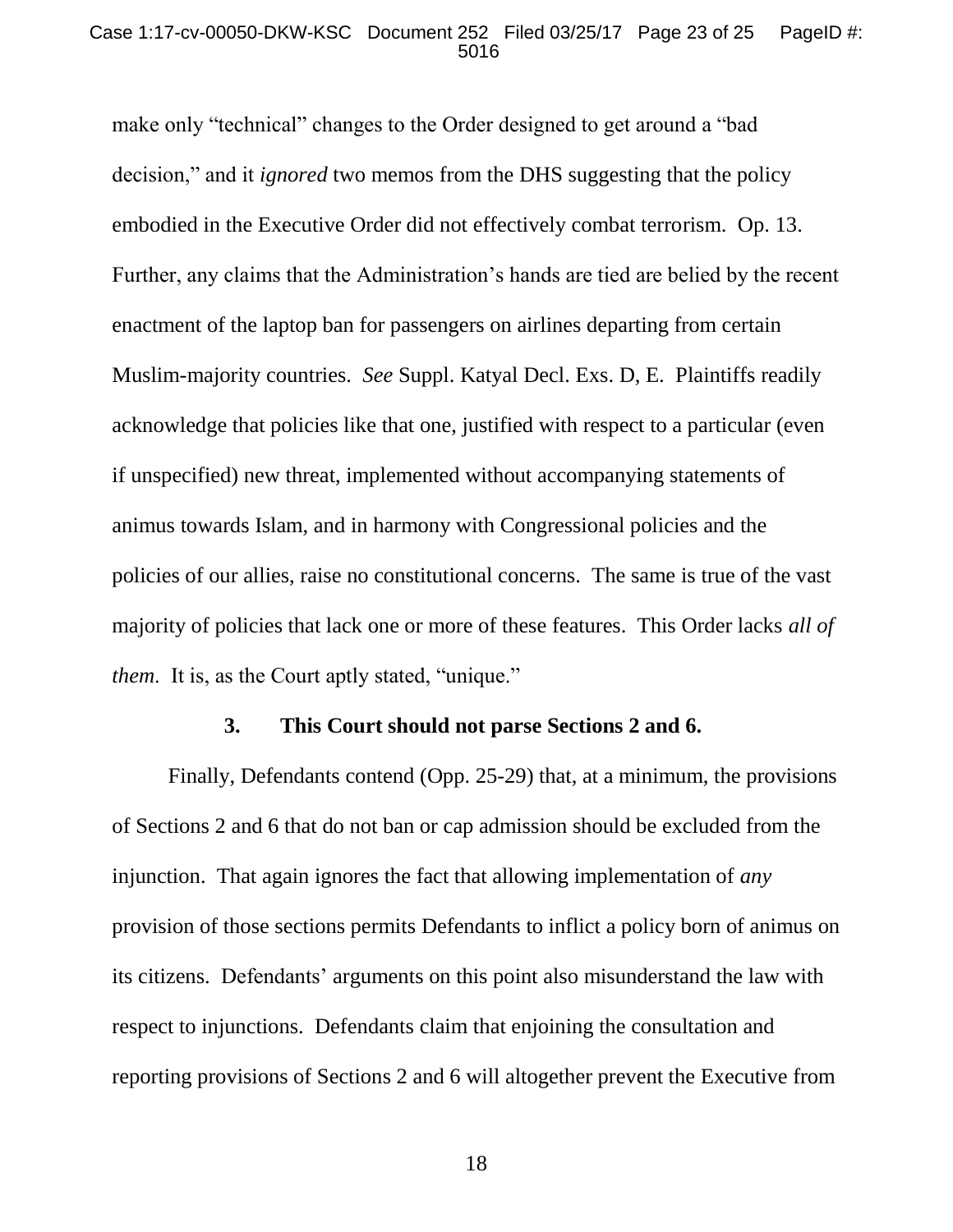make only "technical" changes to the Order designed to get around a "bad decision," and it *ignored* two memos from the DHS suggesting that the policy embodied in the Executive Order did not effectively combat terrorism. Op. 13. Further, any claims that the Administration's hands are tied are belied by the recent enactment of the laptop ban for passengers on airlines departing from certain Muslim-majority countries. *See* Suppl. Katyal Decl. Exs. D, E. Plaintiffs readily acknowledge that policies like that one, justified with respect to a particular (even if unspecified) new threat, implemented without accompanying statements of animus towards Islam, and in harmony with Congressional policies and the policies of our allies, raise no constitutional concerns. The same is true of the vast majority of policies that lack one or more of these features. This Order lacks *all of them*. It is, as the Court aptly stated, "unique."

### 3. This Court should not parse Sections 2 and 6.

Finally, Defendants contend (Opp. 25-29) that, at a minimum, the provisions of Sections 2 and 6 that do not ban or cap admission should be excluded from the injunction. That again ignores the fact that allowing implementation of *any* provision of those sections permits Defendants to inflict a policy born of animus on its citizens. Defendants' arguments on this point also misunderstand the law with respect to injunctions. Defendants claim that enjoining the consultation and reporting provisions of Sections 2 and 6 will altogether prevent the Executive from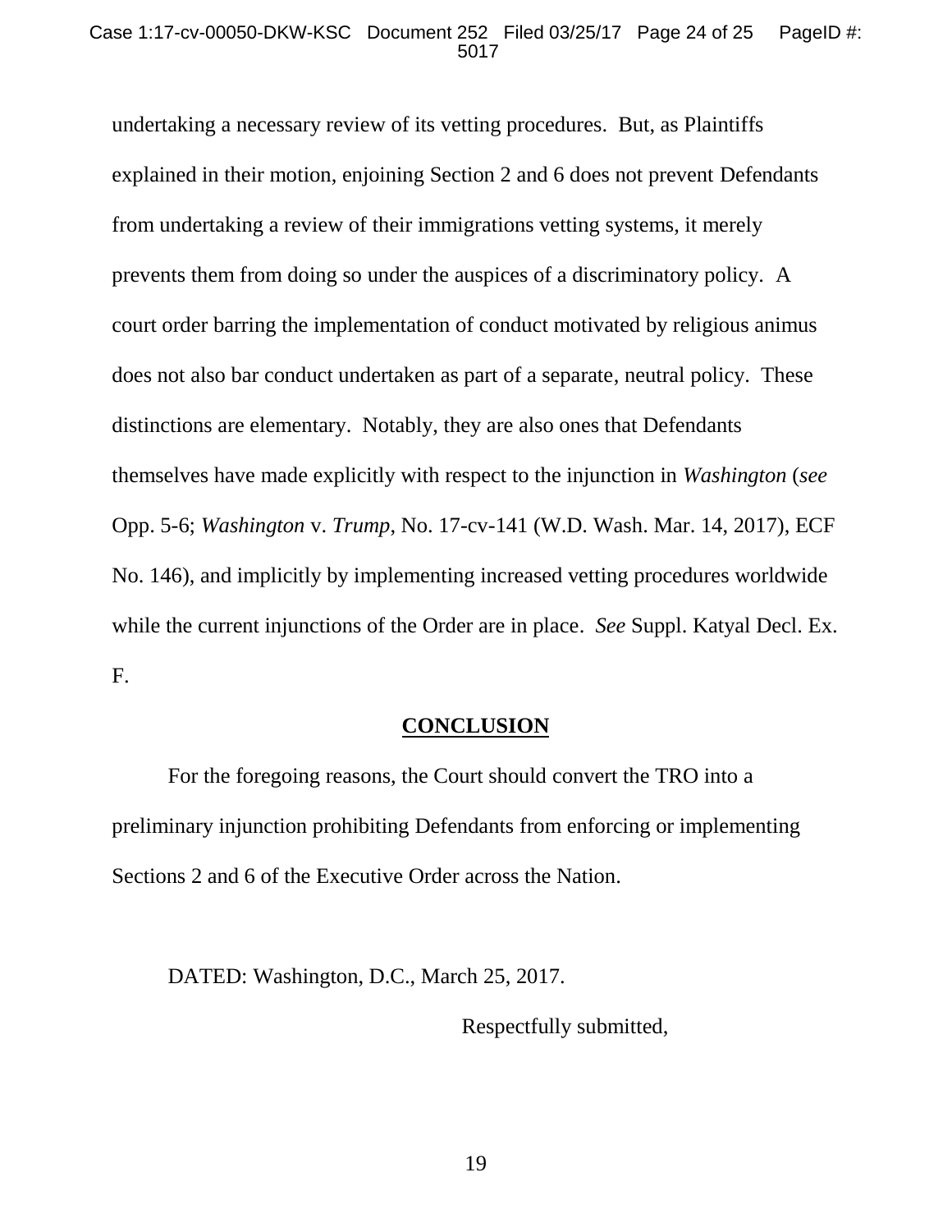undertaking a necessary review of its vetting procedures. But, as Plaintiffs explained in their motion, enjoining Section 2 and 6 does not prevent Defendants from undertaking a review of their immigrations vetting systems, it merely prevents them from doing so under the auspices of a discriminatory policy. A court order barring the implementation of conduct motivated by religious animus does not also bar conduct undertaken as part of a separate, neutral policy. These distinctions are elementary. Notably, they are also ones that Defendants themselves have made explicitly with respect to the injunction in *Washington* (*see* Opp. 5-6; *Washington* v. *Trump*, No. 17-cv-141 (W.D. Wash. Mar. 14, 2017), ECF No. 146), and implicitly by implementing increased vetting procedures worldwide while the current injunctions of the Order are in place. *See* Suppl. Katyal Decl. Ex. F.

## CONCLUSION

For the foregoing reasons, the Court should convert the TRO into a preliminary injunction prohibiting Defendants from enforcing or implementing Sections 2 and 6 of the Executive Order across the Nation.

DATED: Washington, D.C., March 25, 2017.

Respectfully submitted,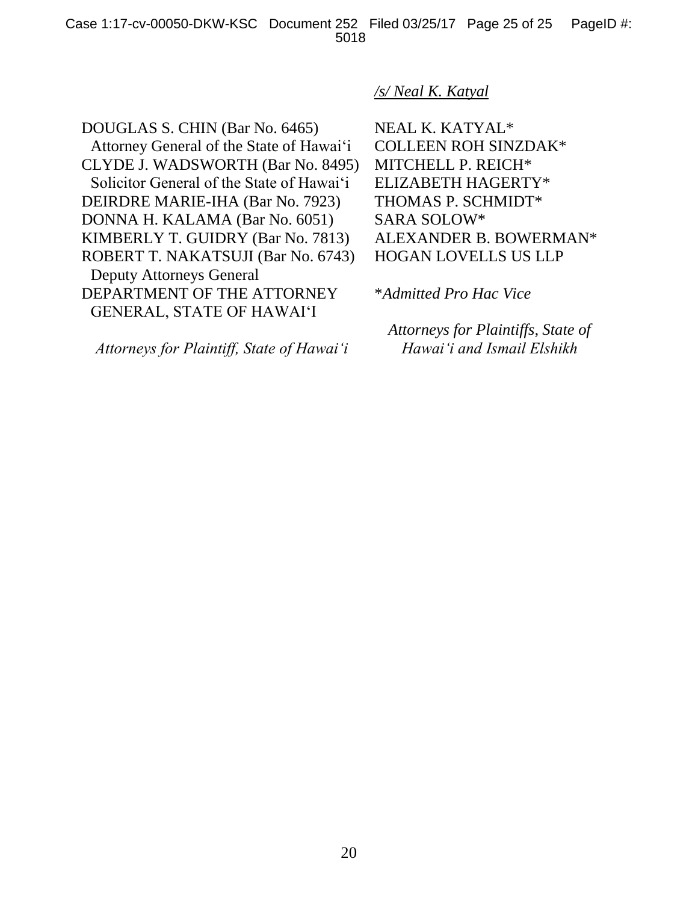*/s/ Neal K. Katyal*

DOUGLAS S. CHIN (Bar No. 6465)
Attorney General of the State of Hawai‘i
CLYDE J. WADSWORTH (Bar No. 8495)
Solicitor General of the State of Hawai‘i
DEIRDRE MARIE-IHA (Bar No. 7923)
DONNA H. KALAMA (Bar No. 6051)
KIMBERLY T. GUIDRY (Bar No. 7813)
ROBERT T. NAKATSUJI (Bar No. 6743)
Deputy Attorneys General
DEPARTMENT OF THE ATTORNEY GENERAL, STATE OF HAWAI‘I

*Attorneys for Plaintiff, State of Hawai‘i*

NEAL K. KATYAL*
COLLEEN ROH SINZDAK*
MITCHELL P. REICH*
ELIZABETH HAGERTY*
THOMAS P. SCHMIDT*
SARA SOLOW*
ALEXANDER B. BOWERMAN*
HOGAN LOVELLS US LLP

**Admitted Pro Hac Vice*

*Attorneys for Plaintiffs, State of Hawai‘i and Ismail Elshikh*